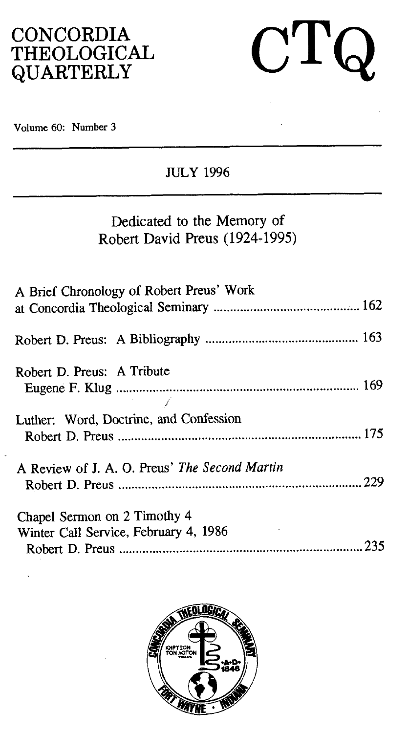# CONCORDIA THEOLOGICAL QUARTERLY

# CTQ

Volume 60: Number 3

JULY 1996

## Dedicated to the Memory of Robert David Preus (1924-1995)

A Brief Chronology of Robert Preus' Work at Concordia Theological Seminary ..... 162

Robert D. Preus: A Bibliography ..... 163

Robert D. Preus: A Tribute
Eugene F. Klug ..... 169

Luther: Word, Doctrine, and Confession
Robert D. Preus ..... 175

A Review of J. A. O. Preus' *The Second Martin*
Robert D. Preus ..... 229

Chapel Sermon on 2 Timothy 4
Winter Call Service, February 4, 1986
Robert D. Preus ..... 235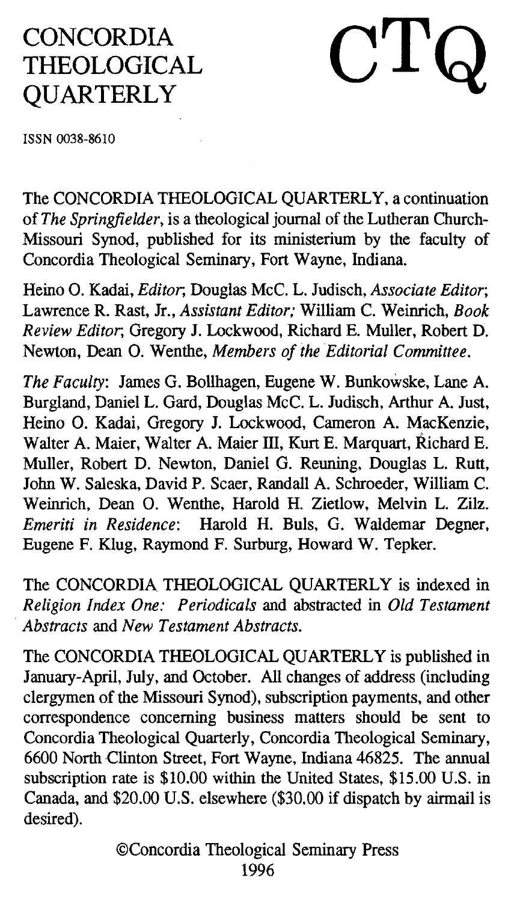# CONCORDIA THEOLOGICAL QUARTERLY

# CTQ

ISSN 0038-8610

The CONCORDIA THEOLOGICAL QUARTERLY, a continuation of *The Springfielder*, is a theological journal of the Lutheran Church-Missouri Synod, published for its ministerium by the faculty of Concordia Theological Seminary, Fort Wayne, Indiana.

Heino O. Kadai, *Editor*; Douglas McC. L. Judisch, *Associate Editor*; Lawrence R. Rast, Jr., *Assistant Editor;* William C. Weinrich, *Book Review Editor*; Gregory J. Lockwood, Richard E. Muller, Robert D. Newton, Dean O. Wenthe, *Members of the Editorial Committee.*

*The Faculty*: James G. Bollhagen, Eugene W. Bunkowske, Lane A. Burgland, Daniel L. Gard, Douglas McC. L. Judisch, Arthur A. Just, Heino O. Kadai, Gregory J. Lockwood, Cameron A. MacKenzie, Walter A. Maier, Walter A. Maier III, Kurt E. Marquart, Richard E. Muller, Robert D. Newton, Daniel G. Reuning, Douglas L. Rutt, John W. Saleska, David P. Scaer, Randall A. Schroeder, William C. Weinrich, Dean O. Wenthe, Harold H. Zietlow, Melvin L. Zilz. *Emeriti in Residence*: Harold H. Buls, G. Waldemar Degner, Eugene F. Klug, Raymond F. Surburg, Howard W. Tepker.

The CONCORDIA THEOLOGICAL QUARTERLY is indexed in *Religion Index One: Periodicals* and abstracted in *Old Testament Abstracts* and *New Testament Abstracts.*

The CONCORDIA THEOLOGICAL QUARTERLY is published in January-April, July, and October. All changes of address (including clergymen of the Missouri Synod), subscription payments, and other correspondence concerning business matters should be sent to Concordia Theological Quarterly, Concordia Theological Seminary, 6600 North Clinton Street, Fort Wayne, Indiana 46825. The annual subscription rate is $10.00 within the United States, $15.00 U.S. in Canada, and $20.00 U.S. elsewhere ($30.00 if dispatch by airmail is desired).

©Concordia Theological Seminary Press
1996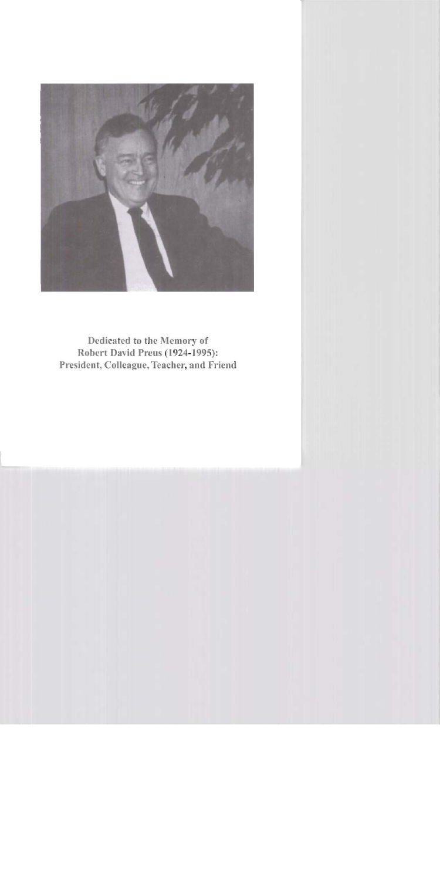Dedicated to the Memory of
Robert David Preus (1924-1995):
President, Colleague, Teacher, and Friend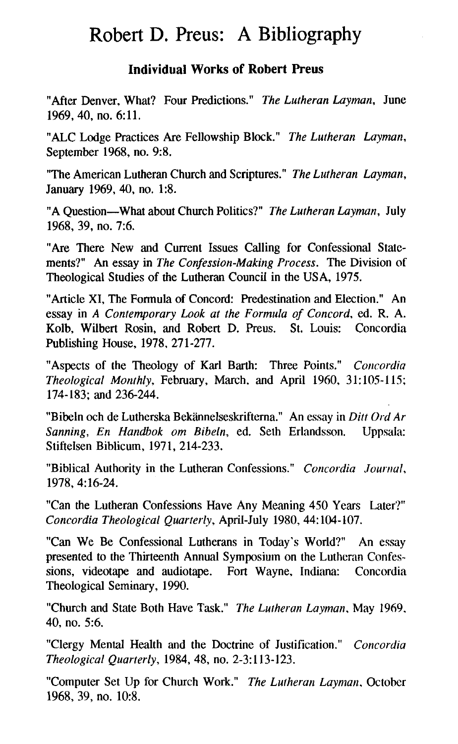# Robert D. Preus: A Bibliography

### Individual Works of Robert Preus

"After Denver, What? Four Predictions." *The Lutheran Layman*, June 1969, 40, no. 6:11.

"ALC Lodge Practices Are Fellowship Block." *The Lutheran Layman*, September 1968, no. 9:8.

"The American Lutheran Church and Scriptures." *The Lutheran Layman*, January 1969, 40, no. 1:8.

"A Question—What about Church Politics?" *The Lutheran Layman*, July 1968, 39, no. 7:6.

"Are There New and Current Issues Calling for Confessional Statements?" An essay in *The Confession-Making Process*. The Division of Theological Studies of the Lutheran Council in the USA, 1975.

"Article XI, The Formula of Concord: Predestination and Election." An essay in *A Contemporary Look at the Formula of Concord*, ed. R. A. Kolb, Wilbert Rosin, and Robert D. Preus. St. Louis: Concordia Publishing House, 1978, 271-277.

"Aspects of the Theology of Karl Barth: Three Points." *Concordia Theological Monthly*, February, March, and April 1960, 31:105-115; 174-183; and 236-244.

"Bibeln och de Lutherska Bekännelseskrifterna." An essay in *Ditt Ord Ar Sanning, En Handbok om Bibeln*, ed. Seth Erlandsson. Uppsala: Stiftelsen Biblicum, 1971, 214-233.

"Biblical Authority in the Lutheran Confessions." *Concordia Journal*, 1978, 4:16-24.

"Can the Lutheran Confessions Have Any Meaning 450 Years Later?" *Concordia Theological Quarterly*, April-July 1980, 44:104-107.

"Can We Be Confessional Lutherans in Today's World?" An essay presented to the Thirteenth Annual Symposium on the Lutheran Confessions, videotape and audiotape. Fort Wayne, Indiana: Concordia Theological Seminary, 1990.

"Church and State Both Have Task." *The Lutheran Layman*, May 1969, 40, no. 5:6.

"Clergy Mental Health and the Doctrine of Justification." *Concordia Theological Quarterly*, 1984, 48, no. 2-3:113-123.

"Computer Set Up for Church Work." *The Lutheran Layman*, October 1968, 39, no. 10:8.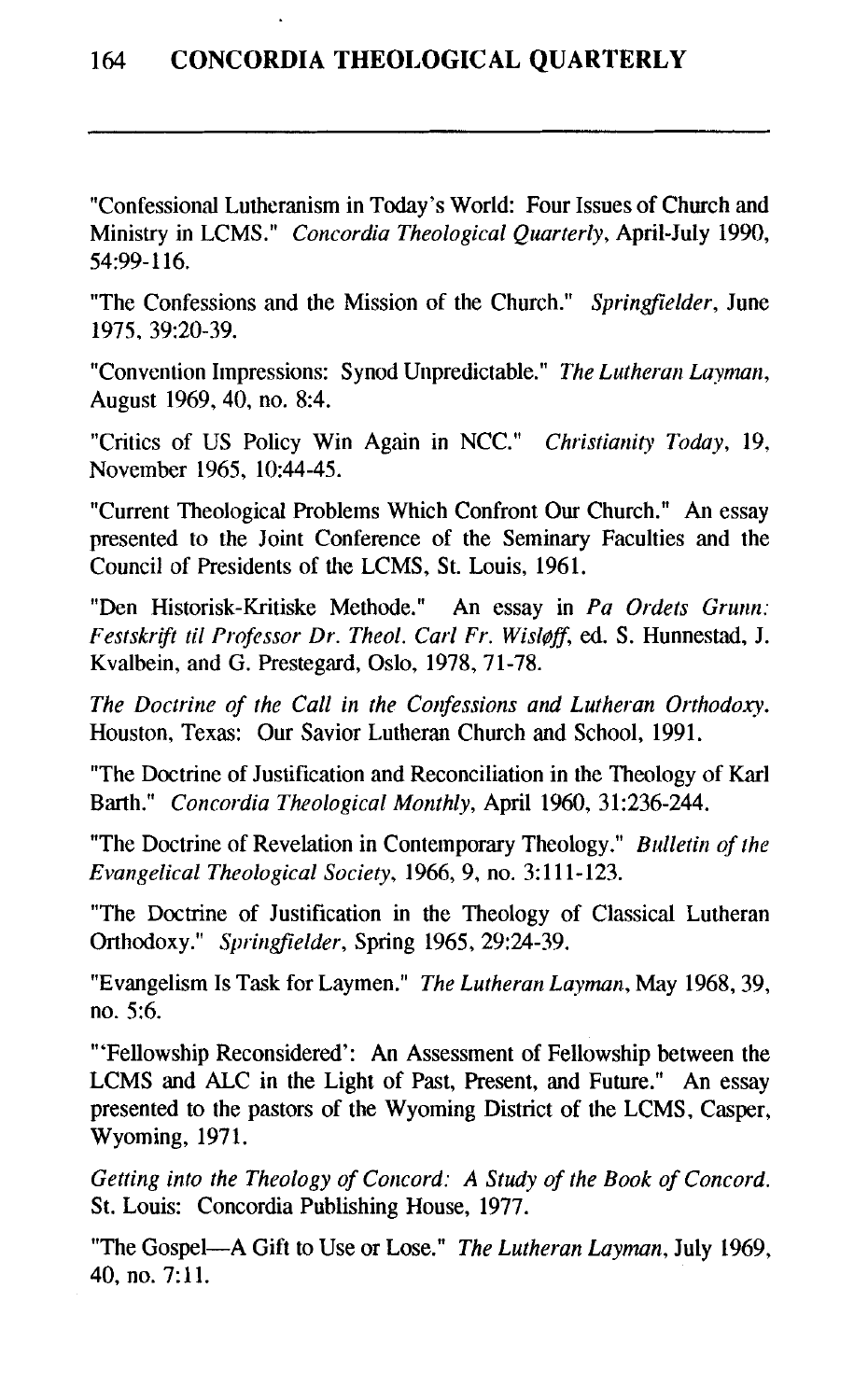"Confessional Lutheranism in Today's World: Four Issues of Church and Ministry in LCMS." *Concordia Theological Quarterly*, April-July 1990, 54:99-116.

"The Confessions and the Mission of the Church." *Springfielder*, June 1975, 39:20-39.

"Convention Impressions: Synod Unpredictable." *The Lutheran Layman*, August 1969, 40, no. 8:4.

"Critics of US Policy Win Again in NCC." *Christianity Today*, 19, November 1965, 10:44-45.

"Current Theological Problems Which Confront Our Church." An essay presented to the Joint Conference of the Seminary Faculties and the Council of Presidents of the LCMS, St. Louis, 1961.

"Den Historisk-Kritiske Methode." An essay in *Pa Ordets Grunn: Festskrift til Professor Dr. Theol. Carl Fr. Wisløff*, ed. S. Hunnestad, J. Kvalbein, and G. Prestegard, Oslo, 1978, 71-78.

*The Doctrine of the Call in the Confessions and Lutheran Orthodoxy*. Houston, Texas: Our Savior Lutheran Church and School, 1991.

"The Doctrine of Justification and Reconciliation in the Theology of Karl Barth." *Concordia Theological Monthly*, April 1960, 31:236-244.

"The Doctrine of Revelation in Contemporary Theology." *Bulletin of the Evangelical Theological Society*, 1966, 9, no. 3:111-123.

"The Doctrine of Justification in the Theology of Classical Lutheran Orthodoxy." *Springfielder*, Spring 1965, 29:24-39.

"Evangelism Is Task for Laymen." *The Lutheran Layman*, May 1968, 39, no. 5:6.

"'Fellowship Reconsidered': An Assessment of Fellowship between the LCMS and ALC in the Light of Past, Present, and Future." An essay presented to the pastors of the Wyoming District of the LCMS, Casper, Wyoming, 1971.

*Getting into the Theology of Concord: A Study of the Book of Concord*. St. Louis: Concordia Publishing House, 1977.

"The Gospel—A Gift to Use or Lose." *The Lutheran Layman*, July 1969, 40, no. 7:11.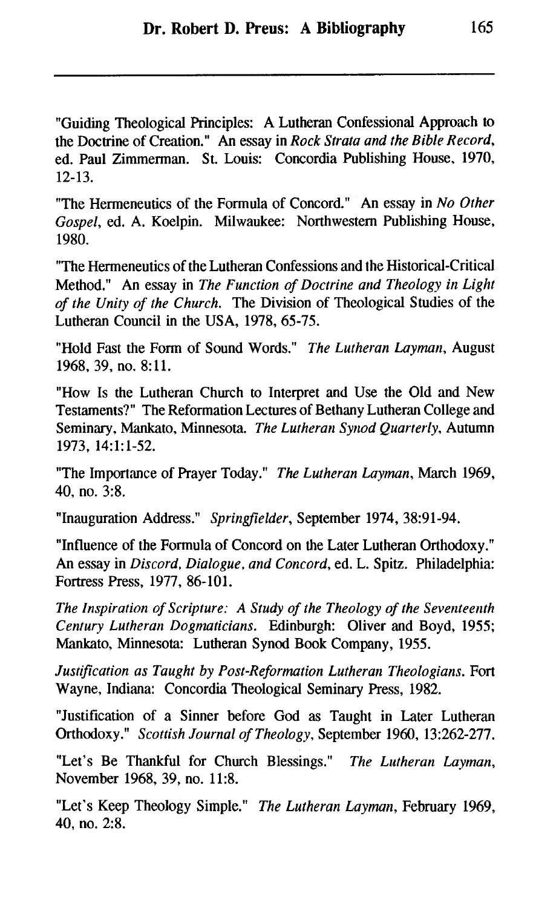"Guiding Theological Principles: A Lutheran Confessional Approach to the Doctrine of Creation." An essay in *Rock Strata and the Bible Record*, ed. Paul Zimmerman. St. Louis: Concordia Publishing House, 1970, 12-13.

"The Hermeneutics of the Formula of Concord." An essay in *No Other Gospel*, ed. A. Koelpin. Milwaukee: Northwestern Publishing House, 1980.

"The Hermeneutics of the Lutheran Confessions and the Historical-Critical Method." An essay in *The Function of Doctrine and Theology in Light of the Unity of the Church*. The Division of Theological Studies of the Lutheran Council in the USA, 1978, 65-75.

"Hold Fast the Form of Sound Words." *The Lutheran Layman*, August 1968, 39, no. 8:11.

"How Is the Lutheran Church to Interpret and Use the Old and New Testaments?" The Reformation Lectures of Bethany Lutheran College and Seminary, Mankato, Minnesota. *The Lutheran Synod Quarterly*, Autumn 1973, 14:1:1-52.

"The Importance of Prayer Today." *The Lutheran Layman*, March 1969, 40, no. 3:8.

"Inauguration Address." *Springfielder*, September 1974, 38:91-94.

"Influence of the Formula of Concord on the Later Lutheran Orthodoxy." An essay in *Discord, Dialogue, and Concord*, ed. L. Spitz. Philadelphia: Fortress Press, 1977, 86-101.

*The Inspiration of Scripture: A Study of the Theology of the Seventeenth Century Lutheran Dogmaticians*. Edinburgh: Oliver and Boyd, 1955; Mankato, Minnesota: Lutheran Synod Book Company, 1955.

*Justification as Taught by Post-Reformation Lutheran Theologians*. Fort Wayne, Indiana: Concordia Theological Seminary Press, 1982.

"Justification of a Sinner before God as Taught in Later Lutheran Orthodoxy." *Scottish Journal of Theology*, September 1960, 13:262-277.

"Let's Be Thankful for Church Blessings." *The Lutheran Layman*, November 1968, 39, no. 11:8.

"Let's Keep Theology Simple." *The Lutheran Layman*, February 1969, 40, no. 2:8.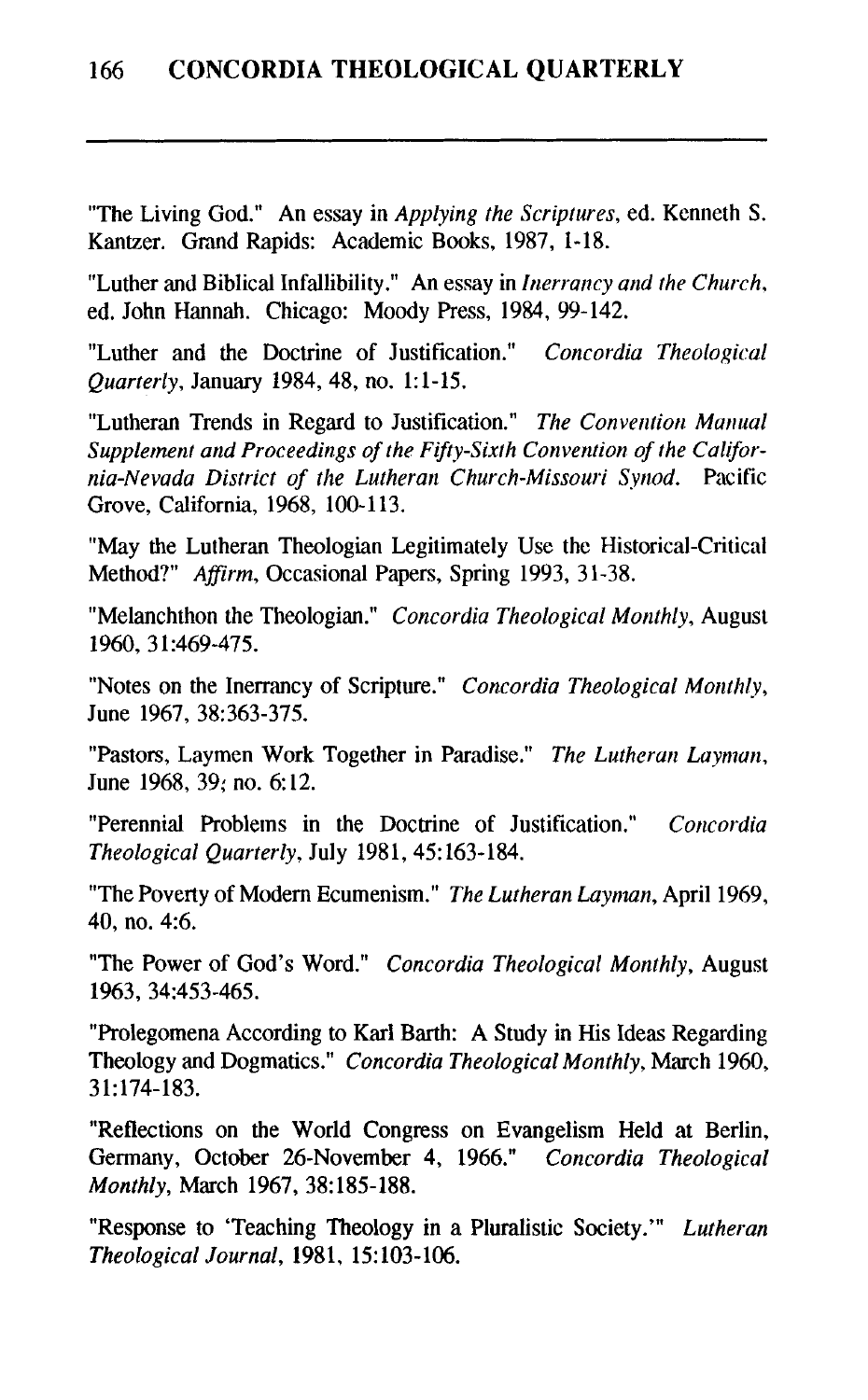"The Living God." An essay in *Applying the Scriptures*, ed. Kenneth S. Kantzer. Grand Rapids: Academic Books, 1987, 1-18.

"Luther and Biblical Infallibility." An essay in *Inerrancy and the Church*, ed. John Hannah. Chicago: Moody Press, 1984, 99-142.

"Luther and the Doctrine of Justification." *Concordia Theological Quarterly*, January 1984, 48, no. 1:1-15.

"Lutheran Trends in Regard to Justification." *The Convention Manual Supplement and Proceedings of the Fifty-Sixth Convention of the California-Nevada District of the Lutheran Church-Missouri Synod*. Pacific Grove, California, 1968, 100-113.

"May the Lutheran Theologian Legitimately Use the Historical-Critical Method?" *Affirm*, Occasional Papers, Spring 1993, 31-38.

"Melanchthon the Theologian." *Concordia Theological Monthly*, August 1960, 31:469-475.

"Notes on the Inerrancy of Scripture." *Concordia Theological Monthly*, June 1967, 38:363-375.

"Pastors, Laymen Work Together in Paradise." *The Lutheran Layman*, June 1968, 39; no. 6:12.

"Perennial Problems in the Doctrine of Justification." *Concordia Theological Quarterly*, July 1981, 45:163-184.

"The Poverty of Modern Ecumenism." *The Lutheran Layman*, April 1969, 40, no. 4:6.

"The Power of God's Word." *Concordia Theological Monthly*, August 1963, 34:453-465.

"Prolegomena According to Karl Barth: A Study in His Ideas Regarding Theology and Dogmatics." *Concordia Theological Monthly*, March 1960, 31:174-183.

"Reflections on the World Congress on Evangelism Held at Berlin, Germany, October 26-November 4, 1966." *Concordia Theological Monthly*, March 1967, 38:185-188.

"Response to 'Teaching Theology in a Pluralistic Society.'" *Lutheran Theological Journal*, 1981, 15:103-106.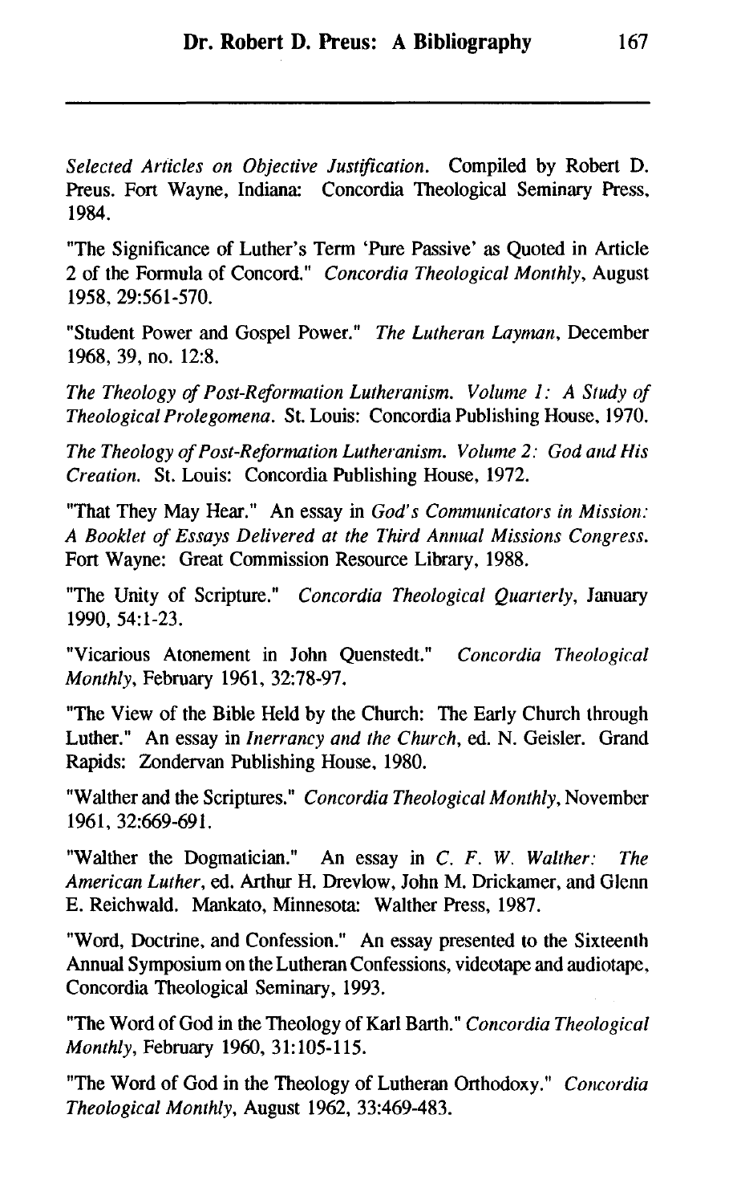*Selected Articles on Objective Justification*. Compiled by Robert D. Preus. Fort Wayne, Indiana: Concordia Theological Seminary Press, 1984.

"The Significance of Luther's Term 'Pure Passive' as Quoted in Article 2 of the Formula of Concord." *Concordia Theological Monthly*, August 1958, 29:561-570.

"Student Power and Gospel Power." *The Lutheran Layman*, December 1968, 39, no. 12:8.

*The Theology of Post-Reformation Lutheranism. Volume 1: A Study of Theological Prolegomena*. St. Louis: Concordia Publishing House, 1970.

*The Theology of Post-Reformation Lutheranism. Volume 2: God and His Creation*. St. Louis: Concordia Publishing House, 1972.

"That They May Hear." An essay in *God's Communicators in Mission: A Booklet of Essays Delivered at the Third Annual Missions Congress*. Fort Wayne: Great Commission Resource Library, 1988.

"The Unity of Scripture." *Concordia Theological Quarterly*, January 1990, 54:1-23.

"Vicarious Atonement in John Quenstedt." *Concordia Theological Monthly*, February 1961, 32:78-97.

"The View of the Bible Held by the Church: The Early Church through Luther." An essay in *Inerrancy and the Church*, ed. N. Geisler. Grand Rapids: Zondervan Publishing House, 1980.

"Walther and the Scriptures." *Concordia Theological Monthly*, November 1961, 32:669-691.

"Walther the Dogmatician." An essay in *C. F. W. Walther: The American Luther*, ed. Arthur H. Drevlow, John M. Drickamer, and Glenn E. Reichwald. Mankato, Minnesota: Walther Press, 1987.

"Word, Doctrine, and Confession." An essay presented to the Sixteenth Annual Symposium on the Lutheran Confessions, videotape and audiotape, Concordia Theological Seminary, 1993.

"The Word of God in the Theology of Karl Barth." *Concordia Theological Monthly*, February 1960, 31:105-115.

"The Word of God in the Theology of Lutheran Orthodoxy." *Concordia Theological Monthly*, August 1962, 33:469-483.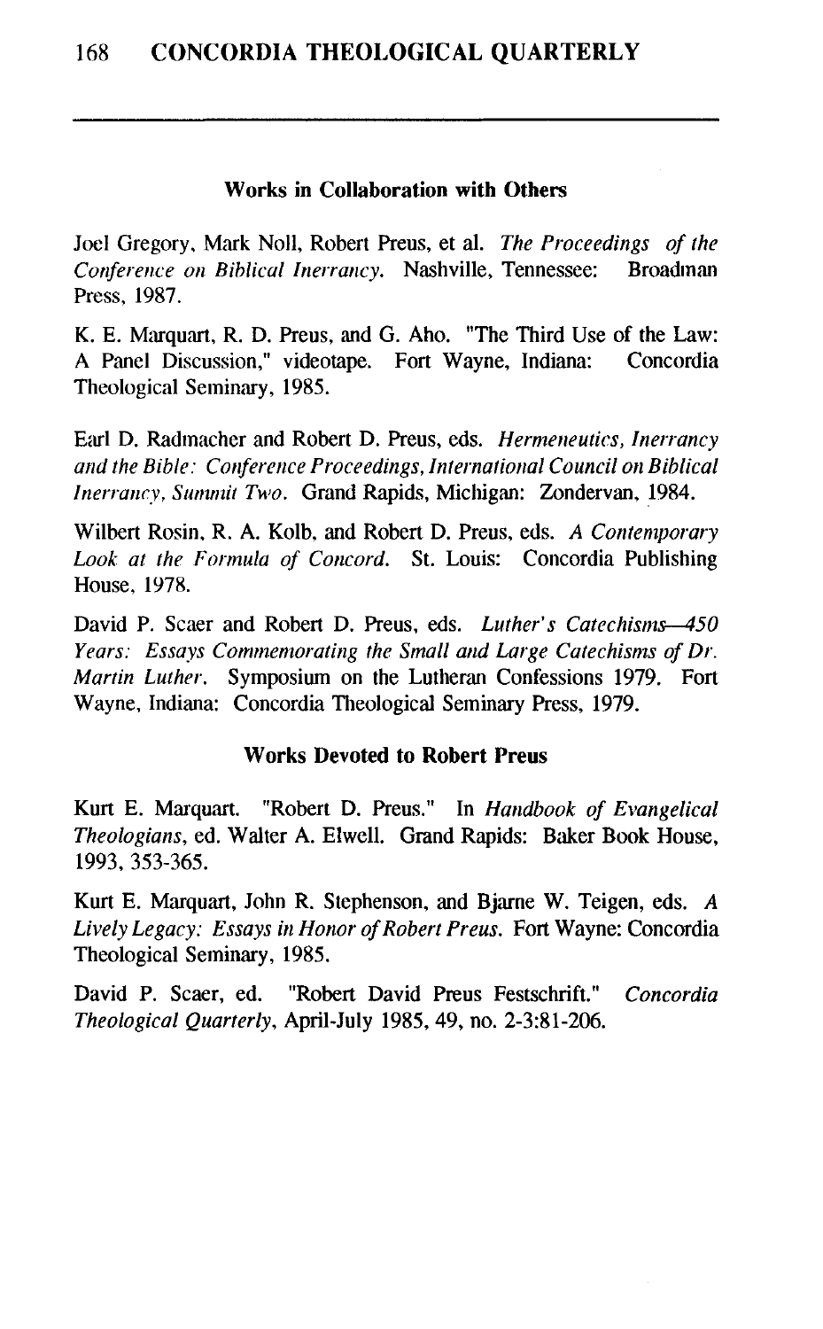### Works in Collaboration with Others

Joel Gregory, Mark Noll, Robert Preus, et al. *The Proceedings of the Conference on Biblical Inerrancy.* Nashville, Tennessee: Broadman Press, 1987.

K. E. Marquart, R. D. Preus, and G. Aho. "The Third Use of the Law: A Panel Discussion," videotape. Fort Wayne, Indiana: Concordia Theological Seminary, 1985.

Earl D. Radmacher and Robert D. Preus, eds. *Hermeneutics, Inerrancy and the Bible: Conference Proceedings, International Council on Biblical Inerrancy, Summit Two.* Grand Rapids, Michigan: Zondervan, 1984.

Wilbert Rosin, R. A. Kolb, and Robert D. Preus, eds. *A Contemporary Look at the Formula of Concord.* St. Louis: Concordia Publishing House, 1978.

David P. Scaer and Robert D. Preus, eds. *Luther's Catechisms—450 Years: Essays Commemorating the Small and Large Catechisms of Dr. Martin Luther.* Symposium on the Lutheran Confessions 1979. Fort Wayne, Indiana: Concordia Theological Seminary Press, 1979.

### Works Devoted to Robert Preus

Kurt E. Marquart. "Robert D. Preus." In *Handbook of Evangelical Theologians*, ed. Walter A. Elwell. Grand Rapids: Baker Book House, 1993, 353-365.

Kurt E. Marquart, John R. Stephenson, and Bjarne W. Teigen, eds. *A Lively Legacy: Essays in Honor of Robert Preus.* Fort Wayne: Concordia Theological Seminary, 1985.

David P. Scaer, ed. "Robert David Preus Festschrift." *Concordia Theological Quarterly*, April-July 1985, 49, no. 2-3:81-206.